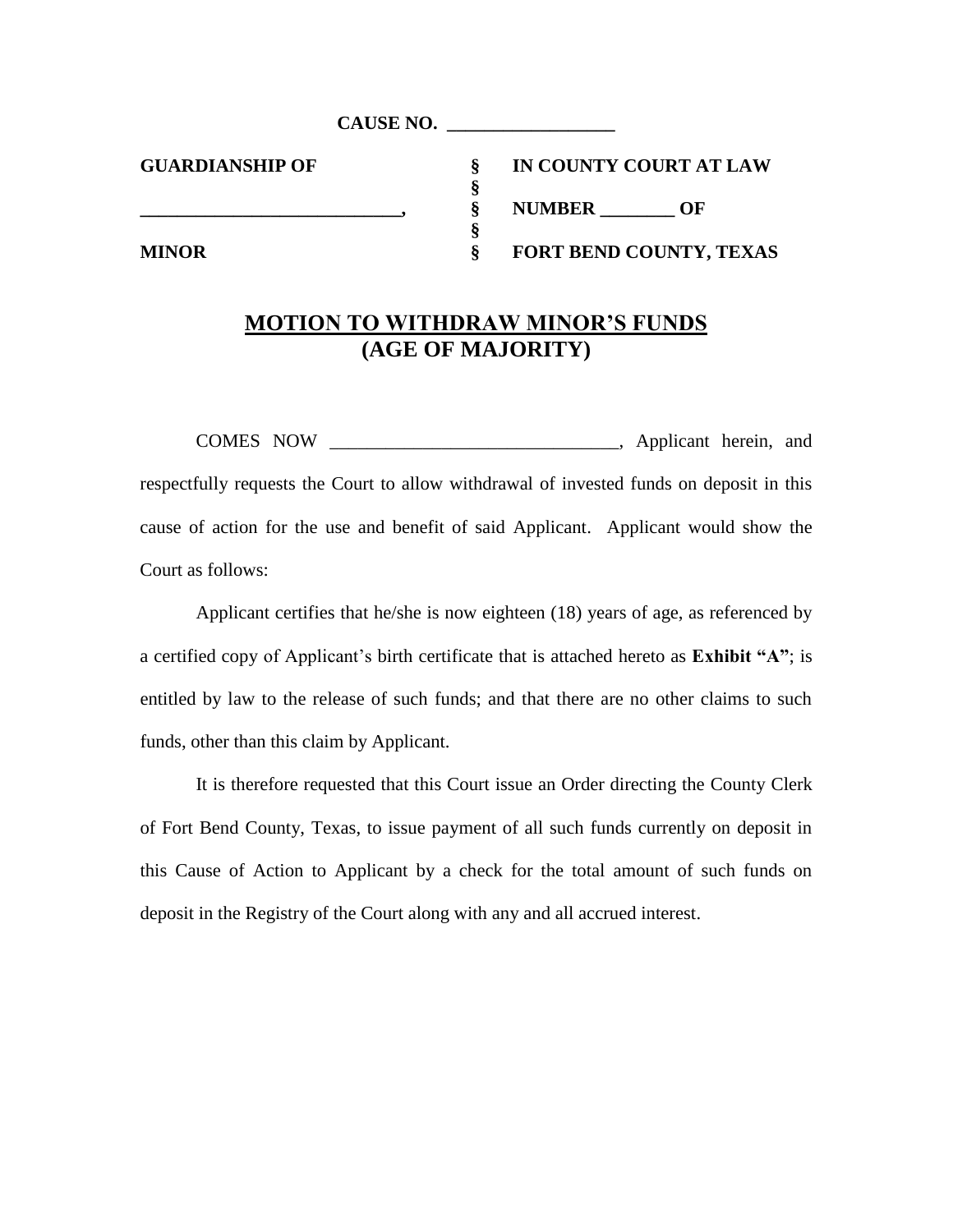**CAUSE NO. ___________________**

| | | |
|---|---|---|
| **GUARDIANSHIP OF** | **§** | **IN COUNTY COURT AT LAW** |
| | **§** | |
| **____________________________,** | **§** | **NUMBER ________ OF** |
| | **§** | |
| **MINOR** | **§** | **FORT BEND COUNTY, TEXAS** |

# MOTION TO WITHDRAW MINOR'S FUNDS (AGE OF MAJORITY)

COMES NOW _______________________________, Applicant herein, and respectfully requests the Court to allow withdrawal of invested funds on deposit in this cause of action for the use and benefit of said Applicant. Applicant would show the Court as follows:

Applicant certifies that he/she is now eighteen (18) years of age, as referenced by a certified copy of Applicant's birth certificate that is attached hereto as **Exhibit "A"**; is entitled by law to the release of such funds; and that there are no other claims to such funds, other than this claim by Applicant.

It is therefore requested that this Court issue an Order directing the County Clerk of Fort Bend County, Texas, to issue payment of all such funds currently on deposit in this Cause of Action to Applicant by a check for the total amount of such funds on deposit in the Registry of the Court along with any and all accrued interest.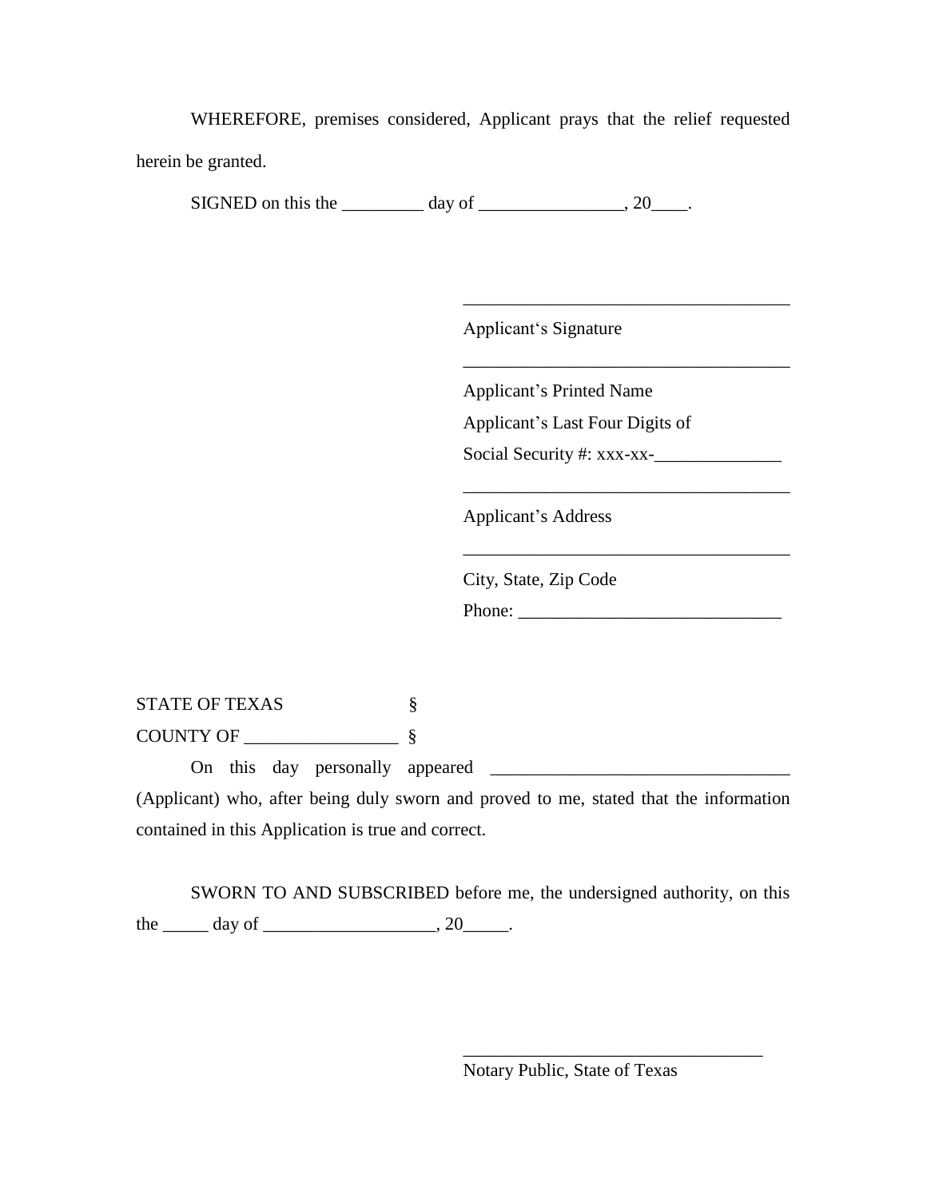WHEREFORE, premises considered, Applicant prays that the relief requested herein be granted.

SIGNED on this the _________ day of ________________, 20____.

____________________________________

Applicant‘s Signature

____________________________________

Applicant’s Printed Name

Applicant’s Last Four Digits of

Social Security #: xxx-xx-______________

____________________________________

Applicant’s Address

____________________________________

City, State, Zip Code

Phone: _____________________________

STATE OF TEXAS §

COUNTY OF _________________ §

On this day personally appeared _________________________________ (Applicant) who, after being duly sworn and proved to me, stated that the information contained in this Application is true and correct.

SWORN TO AND SUBSCRIBED before me, the undersigned authority, on this the _____ day of ___________________, 20_____.

__________________________________

Notary Public, State of Texas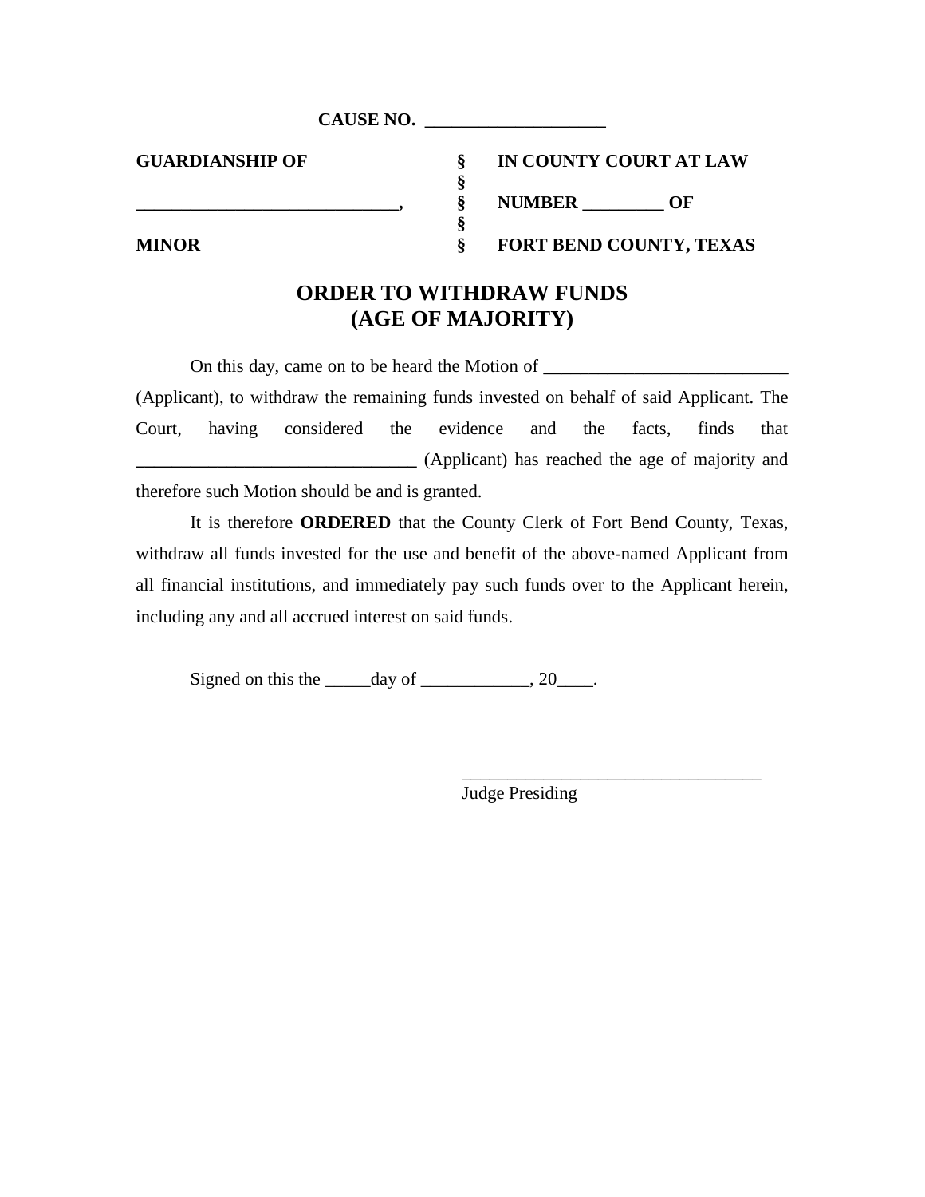**CAUSE NO. ____________________**

| | | |
|---|---|---|
| **GUARDIANSHIP OF** | **§** | **IN COUNTY COURT AT LAW** |
| | **§** | |
| **_____________________________,** | **§** | **NUMBER _________ OF** |
| | **§** | |
| **MINOR** | **§** | **FORT BEND COUNTY, TEXAS** |

# ORDER TO WITHDRAW FUNDS (AGE OF MAJORITY)

On this day, came on to be heard the Motion of **___________________________** (Applicant), to withdraw the remaining funds invested on behalf of said Applicant. The Court, having considered the evidence and the facts, finds that **_______________________________** (Applicant) has reached the age of majority and therefore such Motion should be and is granted.

It is therefore **ORDERED** that the County Clerk of Fort Bend County, Texas, withdraw all funds invested for the use and benefit of the above-named Applicant from all financial institutions, and immediately pay such funds over to the Applicant herein, including any and all accrued interest on said funds.

Signed on this the _____day of ____________, 20____.

_________________________________
Judge Presiding